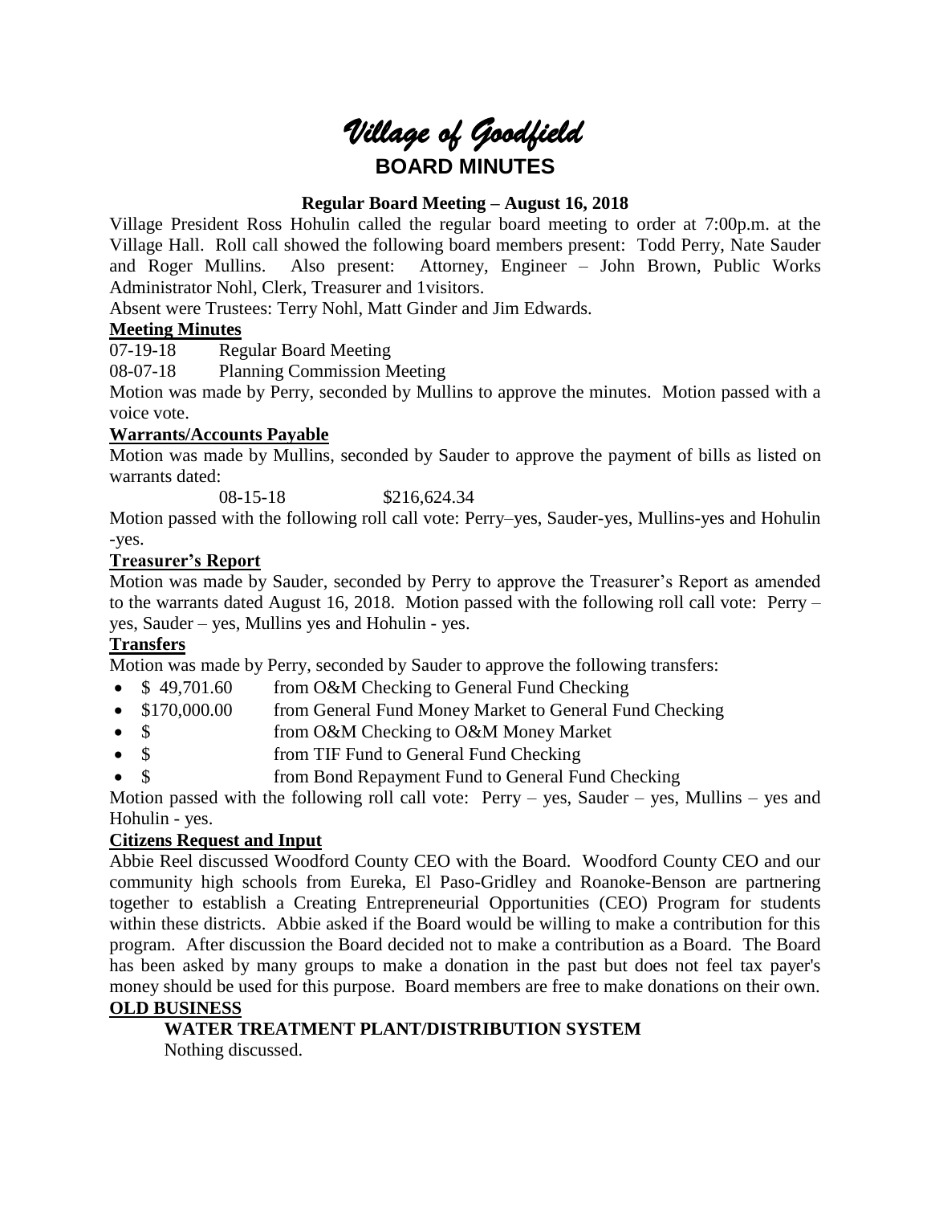# *Village of Goodfield*

## BOARD MINUTES

**Regular Board Meeting – August 16, 2018**

Village President Ross Hohulin called the regular board meeting to order at 7:00p.m. at the Village Hall. Roll call showed the following board members present: Todd Perry, Nate Sauder and Roger Mullins. Also present: Attorney, Engineer – John Brown, Public Works Administrator Nohl, Clerk, Treasurer and 1visitors.

Absent were Trustees: Terry Nohl, Matt Ginder and Jim Edwards.

**Meeting Minutes**

07-19-18 Regular Board Meeting

08-07-18 Planning Commission Meeting

Motion was made by Perry, seconded by Mullins to approve the minutes. Motion passed with a voice vote.

**Warrants/Accounts Payable**

Motion was made by Mullins, seconded by Sauder to approve the payment of bills as listed on warrants dated:

08-15-18 $216,624.34

Motion passed with the following roll call vote: Perry–yes, Sauder-yes, Mullins-yes and Hohulin -yes.

**Treasurer's Report**

Motion was made by Sauder, seconded by Perry to approve the Treasurer's Report as amended to the warrants dated August 16, 2018. Motion passed with the following roll call vote: Perry – yes, Sauder – yes, Mullins yes and Hohulin - yes.

**Transfers**

Motion was made by Perry, seconded by Sauder to approve the following transfers:

- $ 49,701.60 from O&M Checking to General Fund Checking
- $170,000.00 from General Fund Money Market to General Fund Checking
- $ from O&M Checking to O&M Money Market
- $ from TIF Fund to General Fund Checking
- $ from Bond Repayment Fund to General Fund Checking

Motion passed with the following roll call vote: Perry – yes, Sauder – yes, Mullins – yes and Hohulin - yes.

**Citizens Request and Input**

Abbie Reel discussed Woodford County CEO with the Board. Woodford County CEO and our community high schools from Eureka, El Paso-Gridley and Roanoke-Benson are partnering together to establish a Creating Entrepreneurial Opportunities (CEO) Program for students within these districts. Abbie asked if the Board would be willing to make a contribution for this program. After discussion the Board decided not to make a contribution as a Board. The Board has been asked by many groups to make a donation in the past but does not feel tax payer's money should be used for this purpose. Board members are free to make donations on their own.

**OLD BUSINESS**

**WATER TREATMENT PLANT/DISTRIBUTION SYSTEM**

Nothing discussed.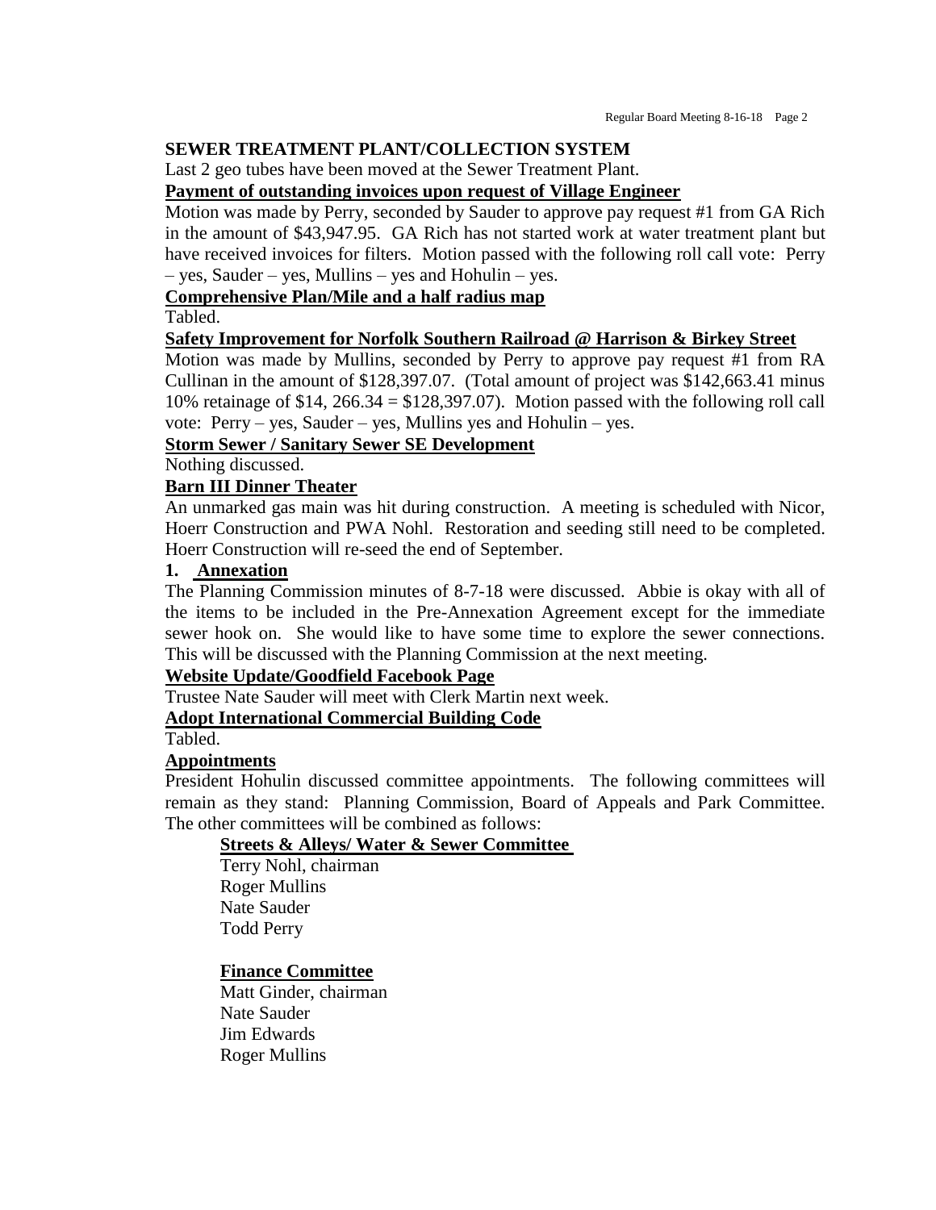**SEWER TREATMENT PLANT/COLLECTION SYSTEM**

Last 2 geo tubes have been moved at the Sewer Treatment Plant.

**Payment of outstanding invoices upon request of Village Engineer**

Motion was made by Perry, seconded by Sauder to approve pay request #1 from GA Rich in the amount of $43,947.95. GA Rich has not started work at water treatment plant but have received invoices for filters. Motion passed with the following roll call vote: Perry – yes, Sauder – yes, Mullins – yes and Hohulin – yes.

**Comprehensive Plan/Mile and a half radius map**

Tabled.

**Safety Improvement for Norfolk Southern Railroad @ Harrison & Birkey Street**

Motion was made by Mullins, seconded by Perry to approve pay request #1 from RA Cullinan in the amount of $128,397.07. (Total amount of project was $142,663.41 minus 10% retainage of $14, 266.34 = $128,397.07). Motion passed with the following roll call vote: Perry – yes, Sauder – yes, Mullins yes and Hohulin – yes.

**Storm Sewer / Sanitary Sewer SE Development**

Nothing discussed.

**Barn III Dinner Theater**

An unmarked gas main was hit during construction. A meeting is scheduled with Nicor, Hoerr Construction and PWA Nohl. Restoration and seeding still need to be completed. Hoerr Construction will re-seed the end of September.

**1. Annexation**

The Planning Commission minutes of 8-7-18 were discussed. Abbie is okay with all of the items to be included in the Pre-Annexation Agreement except for the immediate sewer hook on. She would like to have some time to explore the sewer connections. This will be discussed with the Planning Commission at the next meeting.

**Website Update/Goodfield Facebook Page**

Trustee Nate Sauder will meet with Clerk Martin next week.

**Adopt International Commercial Building Code**

Tabled.

**Appointments**

President Hohulin discussed committee appointments. The following committees will remain as they stand: Planning Commission, Board of Appeals and Park Committee. The other committees will be combined as follows:

**Streets & Alleys/ Water & Sewer Committee**

Terry Nohl, chairman
Roger Mullins
Nate Sauder
Todd Perry

**Finance Committee**

Matt Ginder, chairman
Nate Sauder
Jim Edwards
Roger Mullins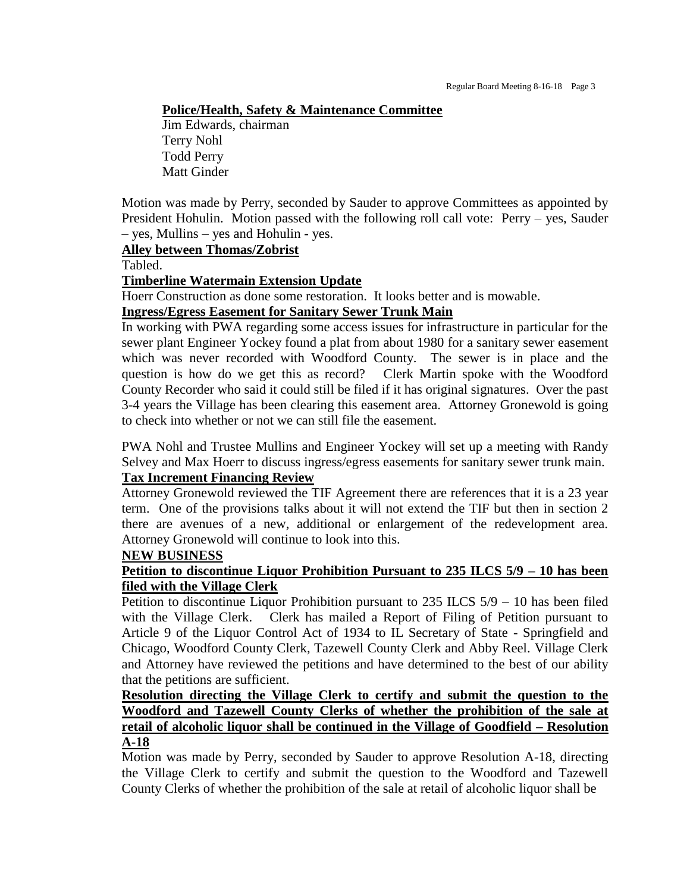**Police/Health, Safety & Maintenance Committee**

Jim Edwards, chairman
Terry Nohl
Todd Perry
Matt Ginder

Motion was made by Perry, seconded by Sauder to approve Committees as appointed by President Hohulin. Motion passed with the following roll call vote: Perry – yes, Sauder – yes, Mullins – yes and Hohulin - yes.

**Alley between Thomas/Zobrist**

Tabled.

**Timberline Watermain Extension Update**

Hoerr Construction as done some restoration. It looks better and is mowable.

**Ingress/Egress Easement for Sanitary Sewer Trunk Main**

In working with PWA regarding some access issues for infrastructure in particular for the sewer plant Engineer Yockey found a plat from about 1980 for a sanitary sewer easement which was never recorded with Woodford County. The sewer is in place and the question is how do we get this as record? Clerk Martin spoke with the Woodford County Recorder who said it could still be filed if it has original signatures. Over the past 3-4 years the Village has been clearing this easement area. Attorney Gronewold is going to check into whether or not we can still file the easement.

PWA Nohl and Trustee Mullins and Engineer Yockey will set up a meeting with Randy Selvey and Max Hoerr to discuss ingress/egress easements for sanitary sewer trunk main.

**Tax Increment Financing Review**

Attorney Gronewold reviewed the TIF Agreement there are references that it is a 23 year term. One of the provisions talks about it will not extend the TIF but then in section 2 there are avenues of a new, additional or enlargement of the redevelopment area. Attorney Gronewold will continue to look into this.

**NEW BUSINESS**

**Petition to discontinue Liquor Prohibition Pursuant to 235 ILCS 5/9 – 10 has been filed with the Village Clerk**

Petition to discontinue Liquor Prohibition pursuant to 235 ILCS 5/9 – 10 has been filed with the Village Clerk. Clerk has mailed a Report of Filing of Petition pursuant to Article 9 of the Liquor Control Act of 1934 to IL Secretary of State - Springfield and Chicago, Woodford County Clerk, Tazewell County Clerk and Abby Reel. Village Clerk and Attorney have reviewed the petitions and have determined to the best of our ability that the petitions are sufficient.

**Resolution directing the Village Clerk to certify and submit the question to the Woodford and Tazewell County Clerks of whether the prohibition of the sale at retail of alcoholic liquor shall be continued in the Village of Goodfield – Resolution A-18**

Motion was made by Perry, seconded by Sauder to approve Resolution A-18, directing the Village Clerk to certify and submit the question to the Woodford and Tazewell County Clerks of whether the prohibition of the sale at retail of alcoholic liquor shall be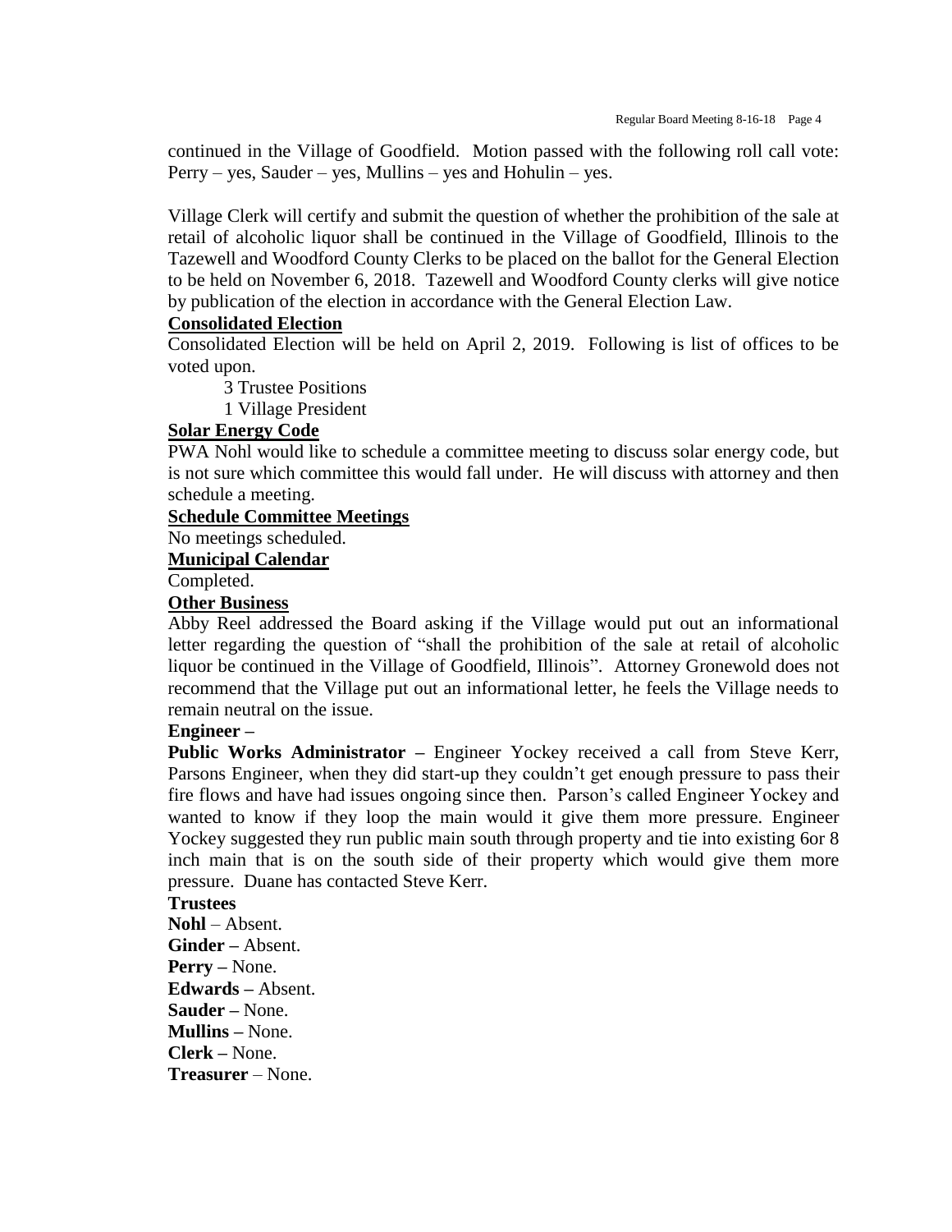continued in the Village of Goodfield. Motion passed with the following roll call vote: Perry – yes, Sauder – yes, Mullins – yes and Hohulin – yes.

Village Clerk will certify and submit the question of whether the prohibition of the sale at retail of alcoholic liquor shall be continued in the Village of Goodfield, Illinois to the Tazewell and Woodford County Clerks to be placed on the ballot for the General Election to be held on November 6, 2018. Tazewell and Woodford County clerks will give notice by publication of the election in accordance with the General Election Law.

**Consolidated Election**

Consolidated Election will be held on April 2, 2019. Following is list of offices to be voted upon.

3 Trustee Positions
1 Village President

**Solar Energy Code**

PWA Nohl would like to schedule a committee meeting to discuss solar energy code, but is not sure which committee this would fall under. He will discuss with attorney and then schedule a meeting.

**Schedule Committee Meetings**

No meetings scheduled.

**Municipal Calendar**

Completed.

**Other Business**

Abby Reel addressed the Board asking if the Village would put out an informational letter regarding the question of "shall the prohibition of the sale at retail of alcoholic liquor be continued in the Village of Goodfield, Illinois". Attorney Gronewold does not recommend that the Village put out an informational letter, he feels the Village needs to remain neutral on the issue.

**Engineer –**

**Public Works Administrator –** Engineer Yockey received a call from Steve Kerr, Parsons Engineer, when they did start-up they couldn't get enough pressure to pass their fire flows and have had issues ongoing since then. Parson's called Engineer Yockey and wanted to know if they loop the main would it give them more pressure. Engineer Yockey suggested they run public main south through property and tie into existing 6or 8 inch main that is on the south side of their property which would give them more pressure. Duane has contacted Steve Kerr.

**Trustees**

**Nohl** – Absent.
**Ginder –** Absent.
**Perry –** None.
**Edwards –** Absent.
**Sauder –** None.
**Mullins –** None.
**Clerk –** None.
**Treasurer** – None.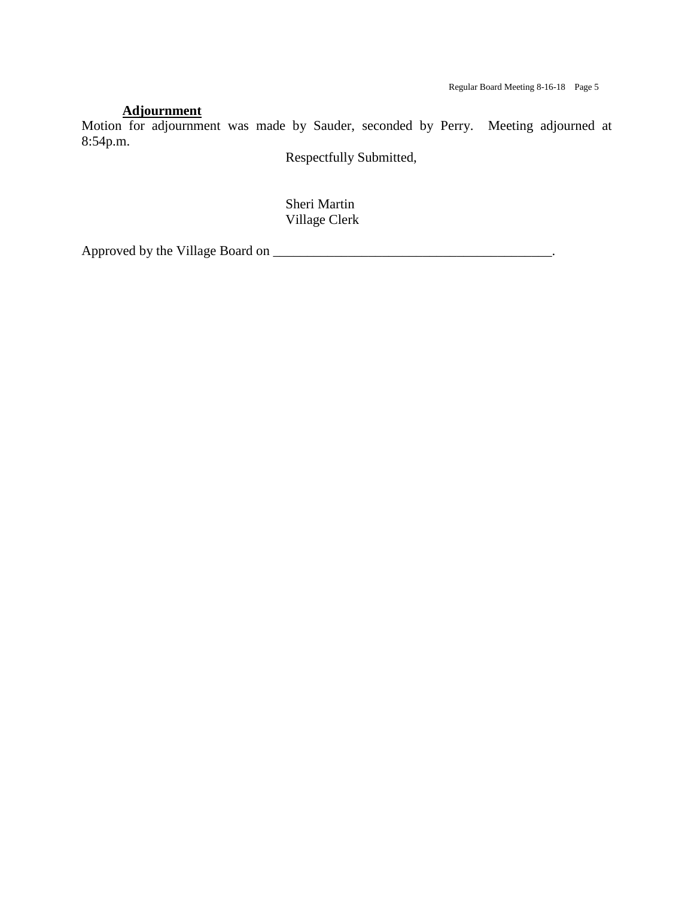**Adjournment**

Motion for adjournment was made by Sauder, seconded by Perry. Meeting adjourned at 8:54p.m.

Respectfully Submitted,

Sheri Martin
Village Clerk

Approved by the Village Board on \_\_\_\_\_\_\_\_\_\_\_\_\_\_\_\_\_\_\_\_\_\_\_\_\_\_\_\_\_\_\_\_\_\_\_\_\_\_\_\_\_\_.